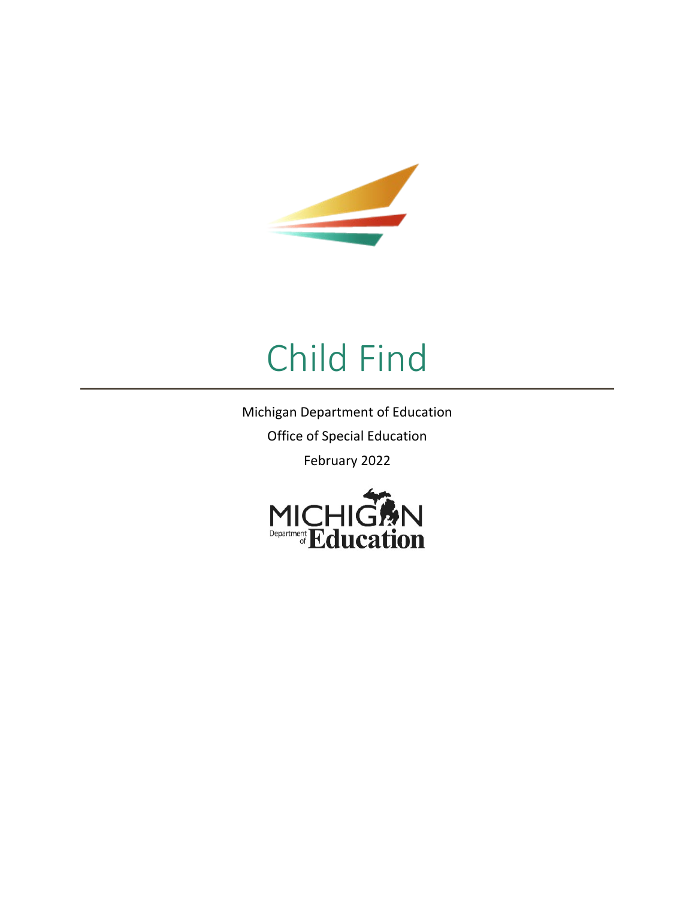# Child Find

Michigan Department of Education

Office of Special Education

February 2022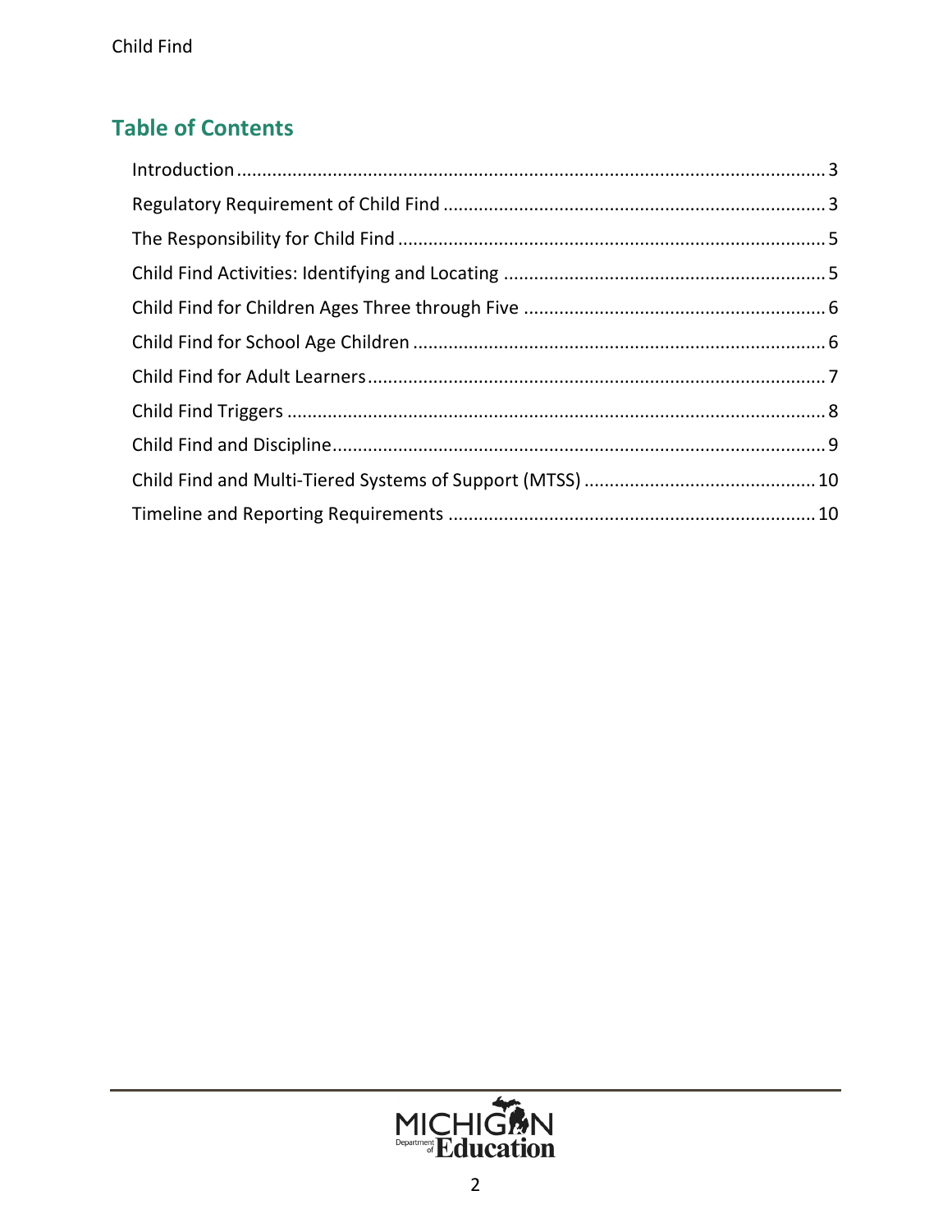## Table of Contents

- Introduction ... 3
- Regulatory Requirement of Child Find ... 3
- The Responsibility for Child Find ... 5
- Child Find Activities: Identifying and Locating ... 5
- Child Find for Children Ages Three through Five ... 6
- Child Find for School Age Children ... 6
- Child Find for Adult Learners ... 7
- Child Find Triggers ... 8
- Child Find and Discipline ... 9
- Child Find and Multi-Tiered Systems of Support (MTSS) ... 10
- Timeline and Reporting Requirements ... 10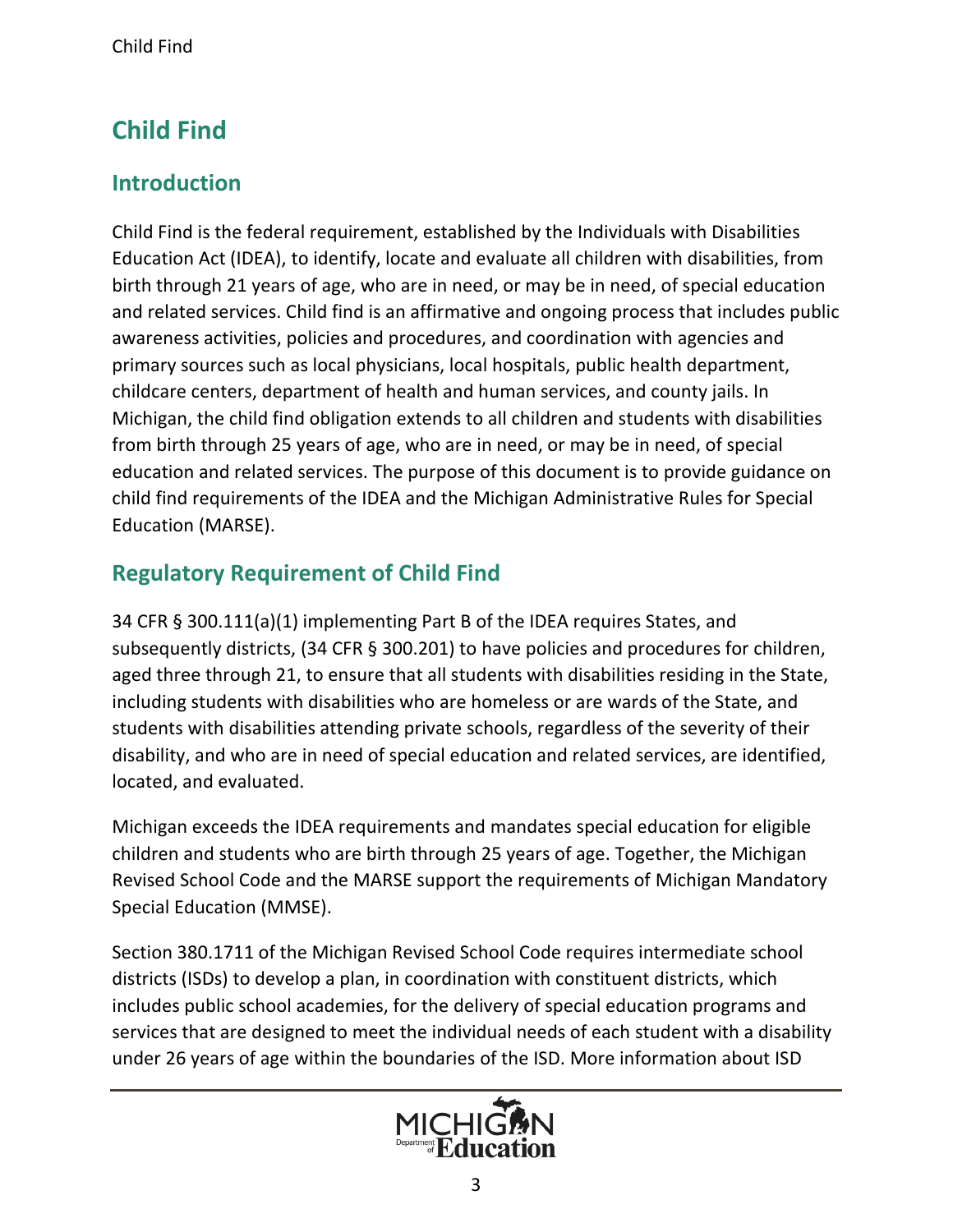# Child Find

## Introduction

Child Find is the federal requirement, established by the Individuals with Disabilities Education Act (IDEA), to identify, locate and evaluate all children with disabilities, from birth through 21 years of age, who are in need, or may be in need, of special education and related services. Child find is an affirmative and ongoing process that includes public awareness activities, policies and procedures, and coordination with agencies and primary sources such as local physicians, local hospitals, public health department, childcare centers, department of health and human services, and county jails. In Michigan, the child find obligation extends to all children and students with disabilities from birth through 25 years of age, who are in need, or may be in need, of special education and related services. The purpose of this document is to provide guidance on child find requirements of the IDEA and the Michigan Administrative Rules for Special Education (MARSE).

## Regulatory Requirement of Child Find

34 CFR § 300.111(a)(1) implementing Part B of the IDEA requires States, and subsequently districts, (34 CFR § 300.201) to have policies and procedures for children, aged three through 21, to ensure that all students with disabilities residing in the State, including students with disabilities who are homeless or are wards of the State, and students with disabilities attending private schools, regardless of the severity of their disability, and who are in need of special education and related services, are identified, located, and evaluated.

Michigan exceeds the IDEA requirements and mandates special education for eligible children and students who are birth through 25 years of age. Together, the Michigan Revised School Code and the MARSE support the requirements of Michigan Mandatory Special Education (MMSE).

Section 380.1711 of the Michigan Revised School Code requires intermediate school districts (ISDs) to develop a plan, in coordination with constituent districts, which includes public school academies, for the delivery of special education programs and services that are designed to meet the individual needs of each student with a disability under 26 years of age within the boundaries of the ISD. More information about ISD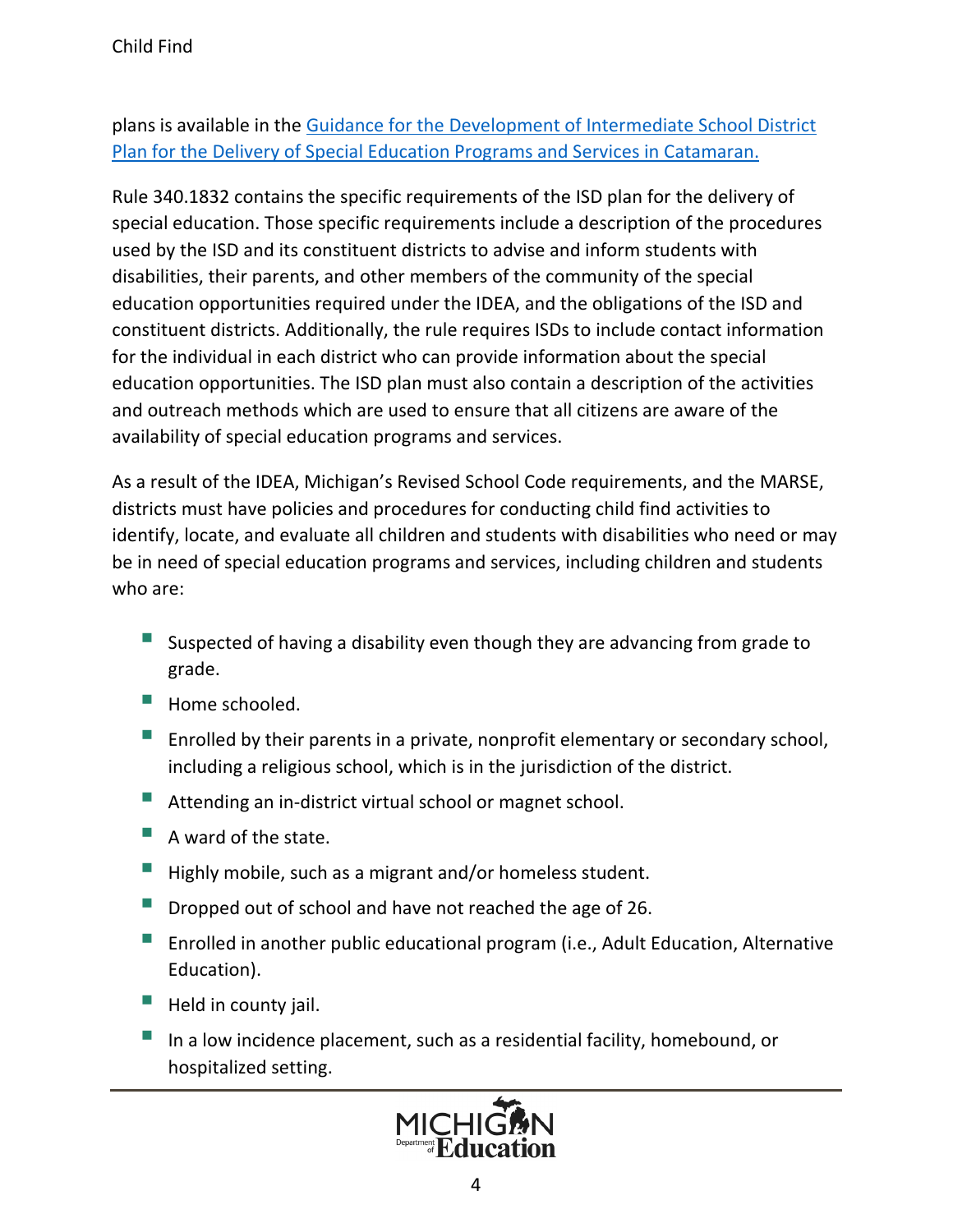plans is available in the [Guidance for the Development of Intermediate School District Plan for the Delivery of Special Education Programs and Services in Catamaran.]()

Rule 340.1832 contains the specific requirements of the ISD plan for the delivery of special education. Those specific requirements include a description of the procedures used by the ISD and its constituent districts to advise and inform students with disabilities, their parents, and other members of the community of the special education opportunities required under the IDEA, and the obligations of the ISD and constituent districts. Additionally, the rule requires ISDs to include contact information for the individual in each district who can provide information about the special education opportunities. The ISD plan must also contain a description of the activities and outreach methods which are used to ensure that all citizens are aware of the availability of special education programs and services.

As a result of the IDEA, Michigan's Revised School Code requirements, and the MARSE, districts must have policies and procedures for conducting child find activities to identify, locate, and evaluate all children and students with disabilities who need or may be in need of special education programs and services, including children and students who are:

- Suspected of having a disability even though they are advancing from grade to grade.
- Home schooled.
- Enrolled by their parents in a private, nonprofit elementary or secondary school, including a religious school, which is in the jurisdiction of the district.
- Attending an in-district virtual school or magnet school.
- A ward of the state.
- Highly mobile, such as a migrant and/or homeless student.
- Dropped out of school and have not reached the age of 26.
- Enrolled in another public educational program (i.e., Adult Education, Alternative Education).
- Held in county jail.
- In a low incidence placement, such as a residential facility, homebound, or hospitalized setting.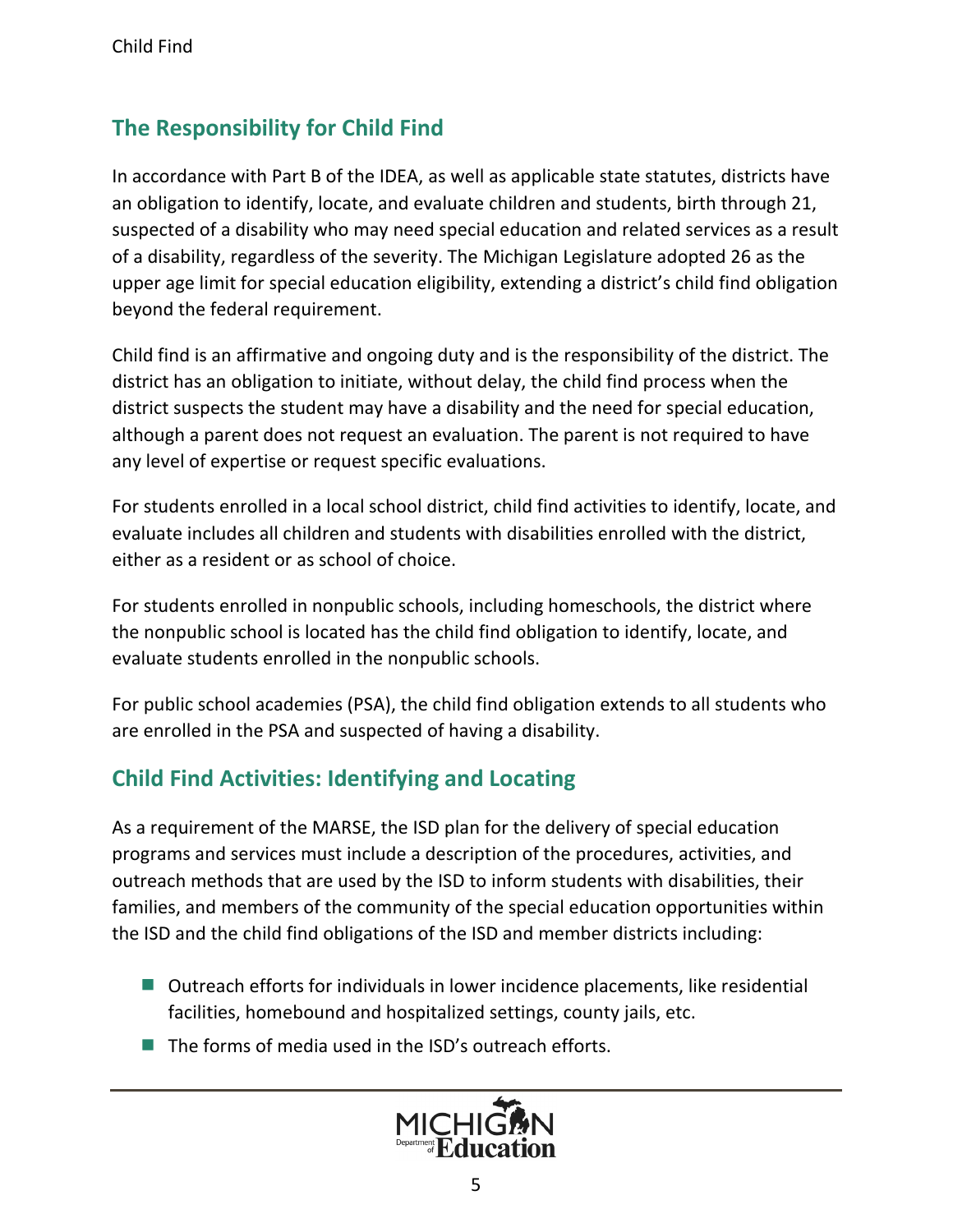## The Responsibility for Child Find

In accordance with Part B of the IDEA, as well as applicable state statutes, districts have an obligation to identify, locate, and evaluate children and students, birth through 21, suspected of a disability who may need special education and related services as a result of a disability, regardless of the severity. The Michigan Legislature adopted 26 as the upper age limit for special education eligibility, extending a district's child find obligation beyond the federal requirement.

Child find is an affirmative and ongoing duty and is the responsibility of the district. The district has an obligation to initiate, without delay, the child find process when the district suspects the student may have a disability and the need for special education, although a parent does not request an evaluation. The parent is not required to have any level of expertise or request specific evaluations.

For students enrolled in a local school district, child find activities to identify, locate, and evaluate includes all children and students with disabilities enrolled with the district, either as a resident or as school of choice.

For students enrolled in nonpublic schools, including homeschools, the district where the nonpublic school is located has the child find obligation to identify, locate, and evaluate students enrolled in the nonpublic schools.

For public school academies (PSA), the child find obligation extends to all students who are enrolled in the PSA and suspected of having a disability.

## Child Find Activities: Identifying and Locating

As a requirement of the MARSE, the ISD plan for the delivery of special education programs and services must include a description of the procedures, activities, and outreach methods that are used by the ISD to inform students with disabilities, their families, and members of the community of the special education opportunities within the ISD and the child find obligations of the ISD and member districts including:

- Outreach efforts for individuals in lower incidence placements, like residential facilities, homebound and hospitalized settings, county jails, etc.
- The forms of media used in the ISD's outreach efforts.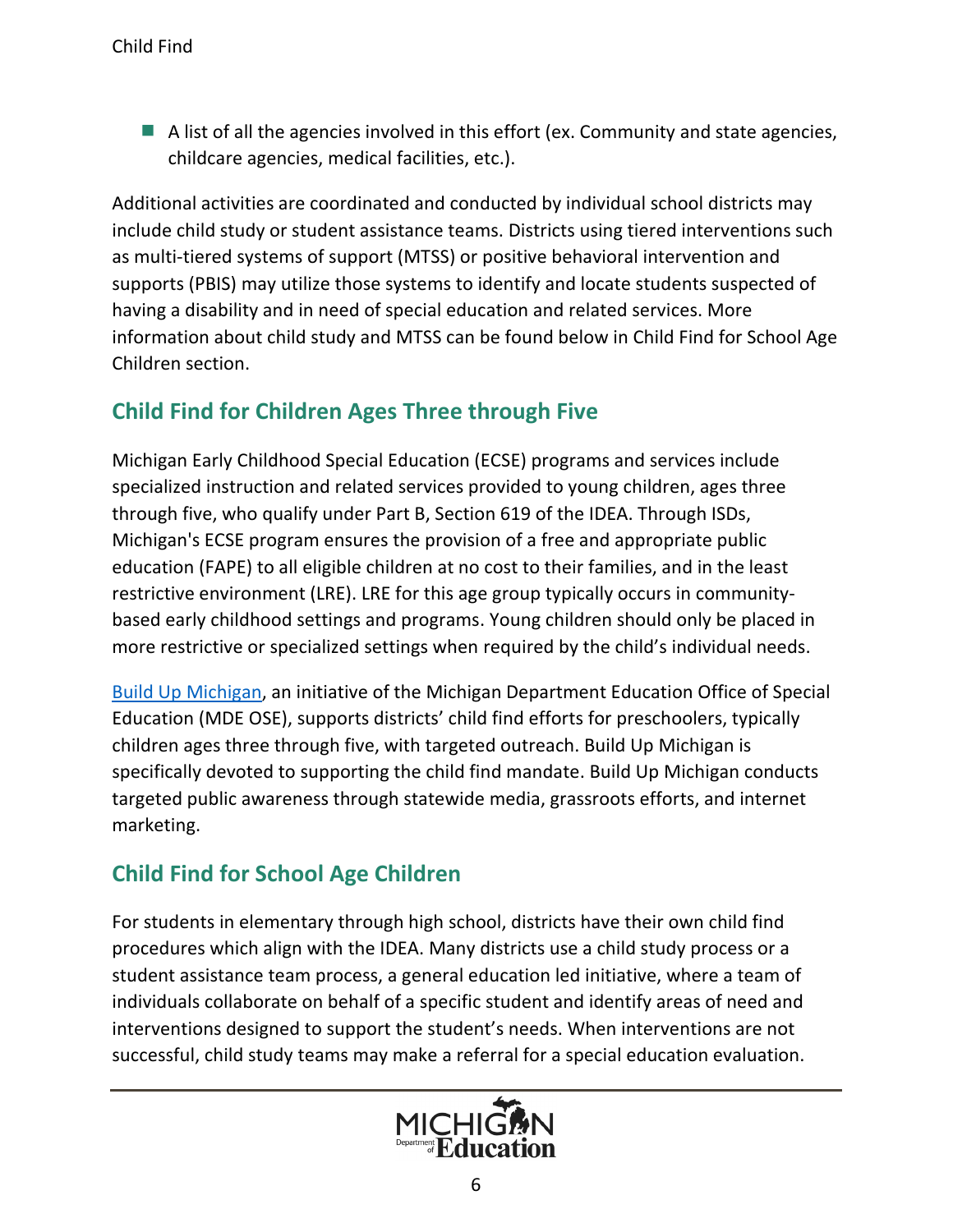- A list of all the agencies involved in this effort (ex. Community and state agencies, childcare agencies, medical facilities, etc.).

Additional activities are coordinated and conducted by individual school districts may include child study or student assistance teams. Districts using tiered interventions such as multi-tiered systems of support (MTSS) or positive behavioral intervention and supports (PBIS) may utilize those systems to identify and locate students suspected of having a disability and in need of special education and related services. More information about child study and MTSS can be found below in Child Find for School Age Children section.

## Child Find for Children Ages Three through Five

Michigan Early Childhood Special Education (ECSE) programs and services include specialized instruction and related services provided to young children, ages three through five, who qualify under Part B, Section 619 of the IDEA. Through ISDs, Michigan's ECSE program ensures the provision of a free and appropriate public education (FAPE) to all eligible children at no cost to their families, and in the least restrictive environment (LRE). LRE for this age group typically occurs in community-based early childhood settings and programs. Young children should only be placed in more restrictive or specialized settings when required by the child's individual needs.

Build Up Michigan, an initiative of the Michigan Department Education Office of Special Education (MDE OSE), supports districts' child find efforts for preschoolers, typically children ages three through five, with targeted outreach. Build Up Michigan is specifically devoted to supporting the child find mandate. Build Up Michigan conducts targeted public awareness through statewide media, grassroots efforts, and internet marketing.

## Child Find for School Age Children

For students in elementary through high school, districts have their own child find procedures which align with the IDEA. Many districts use a child study process or a student assistance team process, a general education led initiative, where a team of individuals collaborate on behalf of a specific student and identify areas of need and interventions designed to support the student's needs. When interventions are not successful, child study teams may make a referral for a special education evaluation.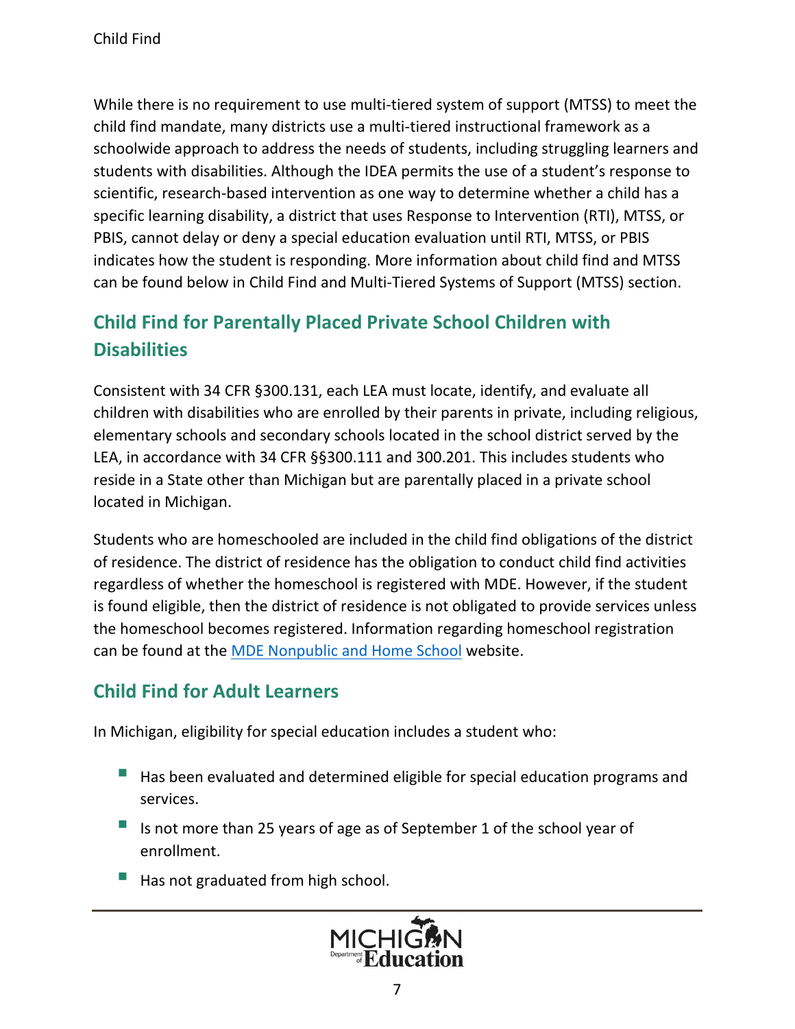While there is no requirement to use multi-tiered system of support (MTSS) to meet the child find mandate, many districts use a multi-tiered instructional framework as a schoolwide approach to address the needs of students, including struggling learners and students with disabilities. Although the IDEA permits the use of a student's response to scientific, research-based intervention as one way to determine whether a child has a specific learning disability, a district that uses Response to Intervention (RTI), MTSS, or PBIS, cannot delay or deny a special education evaluation until RTI, MTSS, or PBIS indicates how the student is responding. More information about child find and MTSS can be found below in Child Find and Multi-Tiered Systems of Support (MTSS) section.

## Child Find for Parentally Placed Private School Children with Disabilities

Consistent with 34 CFR §300.131, each LEA must locate, identify, and evaluate all children with disabilities who are enrolled by their parents in private, including religious, elementary schools and secondary schools located in the school district served by the LEA, in accordance with 34 CFR §§300.111 and 300.201. This includes students who reside in a State other than Michigan but are parentally placed in a private school located in Michigan.

Students who are homeschooled are included in the child find obligations of the district of residence. The district of residence has the obligation to conduct child find activities regardless of whether the homeschool is registered with MDE. However, if the student is found eligible, then the district of residence is not obligated to provide services unless the homeschool becomes registered. Information regarding homeschool registration can be found at the [MDE Nonpublic and Home School](#) website.

## Child Find for Adult Learners

In Michigan, eligibility for special education includes a student who:

- Has been evaluated and determined eligible for special education programs and services.
- Is not more than 25 years of age as of September 1 of the school year of enrollment.
- Has not graduated from high school.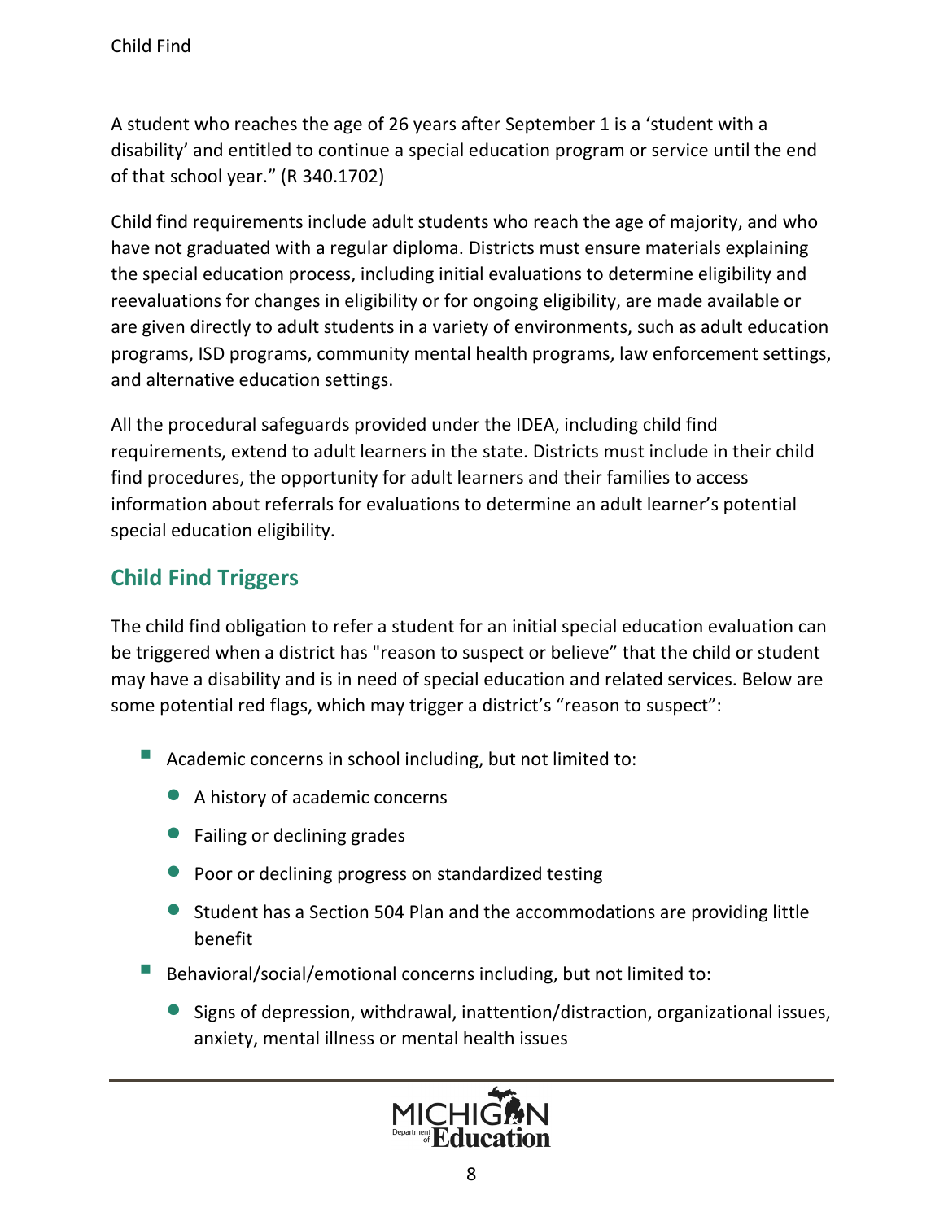A student who reaches the age of 26 years after September 1 is a 'student with a disability' and entitled to continue a special education program or service until the end of that school year." (R 340.1702)

Child find requirements include adult students who reach the age of majority, and who have not graduated with a regular diploma. Districts must ensure materials explaining the special education process, including initial evaluations to determine eligibility and reevaluations for changes in eligibility or for ongoing eligibility, are made available or are given directly to adult students in a variety of environments, such as adult education programs, ISD programs, community mental health programs, law enforcement settings, and alternative education settings.

All the procedural safeguards provided under the IDEA, including child find requirements, extend to adult learners in the state. Districts must include in their child find procedures, the opportunity for adult learners and their families to access information about referrals for evaluations to determine an adult learner's potential special education eligibility.

## Child Find Triggers

The child find obligation to refer a student for an initial special education evaluation can be triggered when a district has "reason to suspect or believe" that the child or student may have a disability and is in need of special education and related services. Below are some potential red flags, which may trigger a district's "reason to suspect":

- Academic concerns in school including, but not limited to:
  - A history of academic concerns
  - Failing or declining grades
  - Poor or declining progress on standardized testing
  - Student has a Section 504 Plan and the accommodations are providing little benefit
- Behavioral/social/emotional concerns including, but not limited to:
  - Signs of depression, withdrawal, inattention/distraction, organizational issues, anxiety, mental illness or mental health issues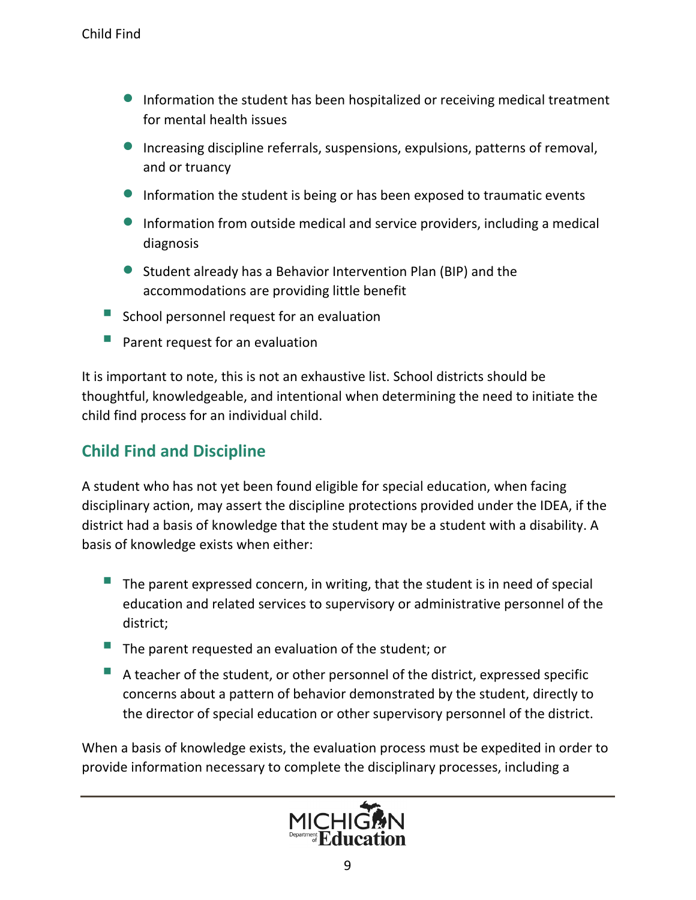- Information the student has been hospitalized or receiving medical treatment for mental health issues
    - Increasing discipline referrals, suspensions, expulsions, patterns of removal, and or truancy
    - Information the student is being or has been exposed to traumatic events
    - Information from outside medical and service providers, including a medical diagnosis
    - Student already has a Behavior Intervention Plan (BIP) and the accommodations are providing little benefit
- School personnel request for an evaluation
- Parent request for an evaluation

It is important to note, this is not an exhaustive list. School districts should be thoughtful, knowledgeable, and intentional when determining the need to initiate the child find process for an individual child.

## Child Find and Discipline

A student who has not yet been found eligible for special education, when facing disciplinary action, may assert the discipline protections provided under the IDEA, if the district had a basis of knowledge that the student may be a student with a disability. A basis of knowledge exists when either:

- The parent expressed concern, in writing, that the student is in need of special education and related services to supervisory or administrative personnel of the district;
- The parent requested an evaluation of the student; or
- A teacher of the student, or other personnel of the district, expressed specific concerns about a pattern of behavior demonstrated by the student, directly to the director of special education or other supervisory personnel of the district.

When a basis of knowledge exists, the evaluation process must be expedited in order to provide information necessary to complete the disciplinary processes, including a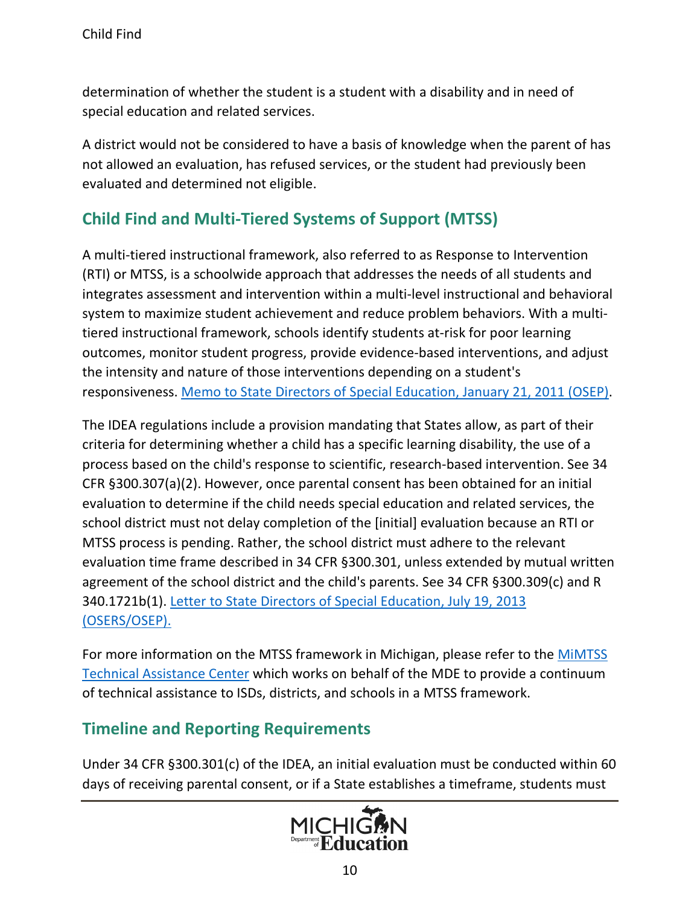determination of whether the student is a student with a disability and in need of special education and related services.

A district would not be considered to have a basis of knowledge when the parent of has not allowed an evaluation, has refused services, or the student had previously been evaluated and determined not eligible.

## Child Find and Multi-Tiered Systems of Support (MTSS)

A multi-tiered instructional framework, also referred to as Response to Intervention (RTI) or MTSS, is a schoolwide approach that addresses the needs of all students and integrates assessment and intervention within a multi-level instructional and behavioral system to maximize student achievement and reduce problem behaviors. With a multi-tiered instructional framework, schools identify students at-risk for poor learning outcomes, monitor student progress, provide evidence-based interventions, and adjust the intensity and nature of those interventions depending on a student's responsiveness. Memo to State Directors of Special Education, January 21, 2011 (OSEP).

The IDEA regulations include a provision mandating that States allow, as part of their criteria for determining whether a child has a specific learning disability, the use of a process based on the child's response to scientific, research-based intervention. See 34 CFR §300.307(a)(2). However, once parental consent has been obtained for an initial evaluation to determine if the child needs special education and related services, the school district must not delay completion of the [initial] evaluation because an RTI or MTSS process is pending. Rather, the school district must adhere to the relevant evaluation time frame described in 34 CFR §300.301, unless extended by mutual written agreement of the school district and the child's parents. See 34 CFR §300.309(c) and R 340.1721b(1). Letter to State Directors of Special Education, July 19, 2013 (OSERS/OSEP).

For more information on the MTSS framework in Michigan, please refer to the MiMTSS Technical Assistance Center which works on behalf of the MDE to provide a continuum of technical assistance to ISDs, districts, and schools in a MTSS framework.

## Timeline and Reporting Requirements

Under 34 CFR §300.301(c) of the IDEA, an initial evaluation must be conducted within 60 days of receiving parental consent, or if a State establishes a timeframe, students must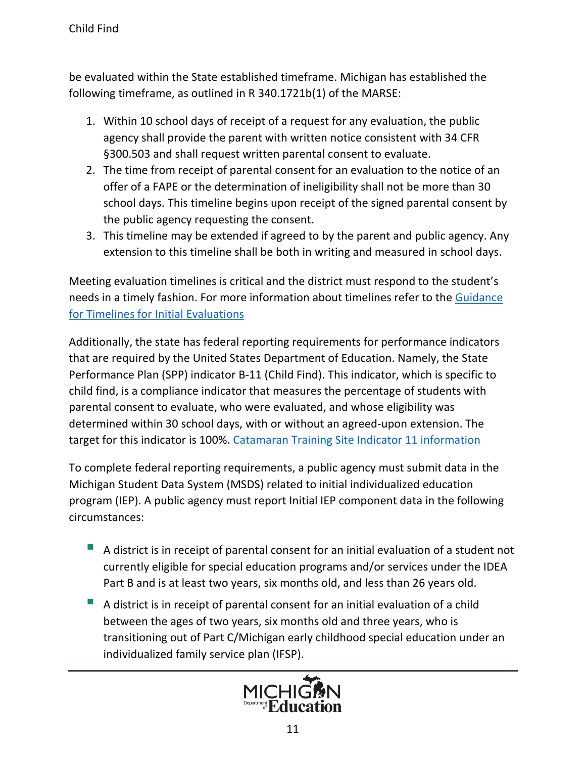be evaluated within the State established timeframe. Michigan has established the following timeframe, as outlined in R 340.1721b(1) of the MARSE:

1. Within 10 school days of receipt of a request for any evaluation, the public agency shall provide the parent with written notice consistent with 34 CFR §300.503 and shall request written parental consent to evaluate.
2. The time from receipt of parental consent for an evaluation to the notice of an offer of a FAPE or the determination of ineligibility shall not be more than 30 school days. This timeline begins upon receipt of the signed parental consent by the public agency requesting the consent.
3. This timeline may be extended if agreed to by the parent and public agency. Any extension to this timeline shall be both in writing and measured in school days.

Meeting evaluation timelines is critical and the district must respond to the student's needs in a timely fashion. For more information about timelines refer to the [Guidance for Timelines for Initial Evaluations]

Additionally, the state has federal reporting requirements for performance indicators that are required by the United States Department of Education. Namely, the State Performance Plan (SPP) indicator B-11 (Child Find). This indicator, which is specific to child find, is a compliance indicator that measures the percentage of students with parental consent to evaluate, who were evaluated, and whose eligibility was determined within 30 school days, with or without an agreed-upon extension. The target for this indicator is 100%. [Catamaran Training Site Indicator 11 information]

To complete federal reporting requirements, a public agency must submit data in the Michigan Student Data System (MSDS) related to initial individualized education program (IEP). A public agency must report Initial IEP component data in the following circumstances:

- A district is in receipt of parental consent for an initial evaluation of a student not currently eligible for special education programs and/or services under the IDEA Part B and is at least two years, six months old, and less than 26 years old.
- A district is in receipt of parental consent for an initial evaluation of a child between the ages of two years, six months old and three years, who is transitioning out of Part C/Michigan early childhood special education under an individualized family service plan (IFSP).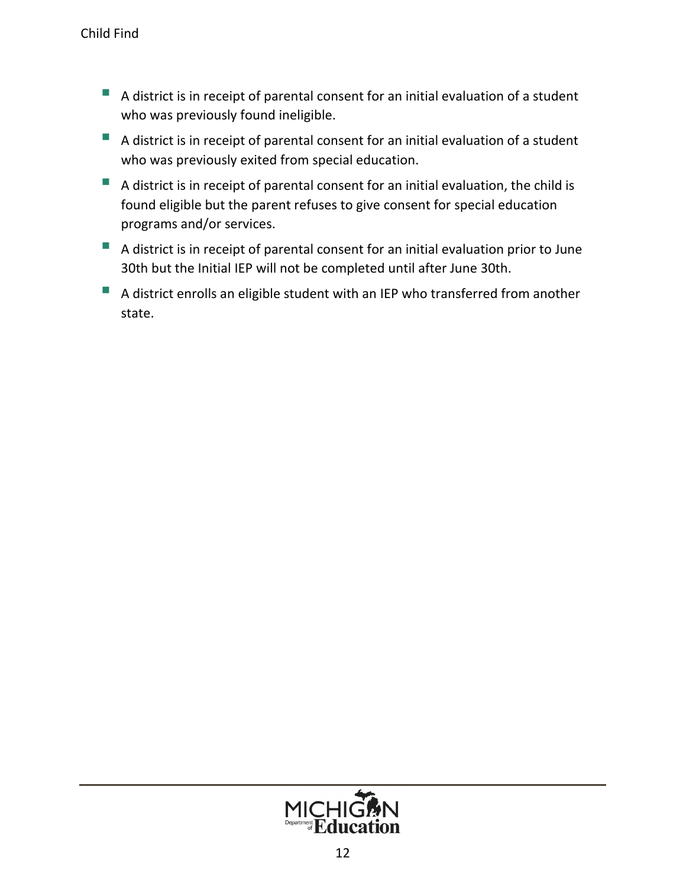- A district is in receipt of parental consent for an initial evaluation of a student who was previously found ineligible.
- A district is in receipt of parental consent for an initial evaluation of a student who was previously exited from special education.
- A district is in receipt of parental consent for an initial evaluation, the child is found eligible but the parent refuses to give consent for special education programs and/or services.
- A district is in receipt of parental consent for an initial evaluation prior to June 30th but the Initial IEP will not be completed until after June 30th.
- A district enrolls an eligible student with an IEP who transferred from another state.